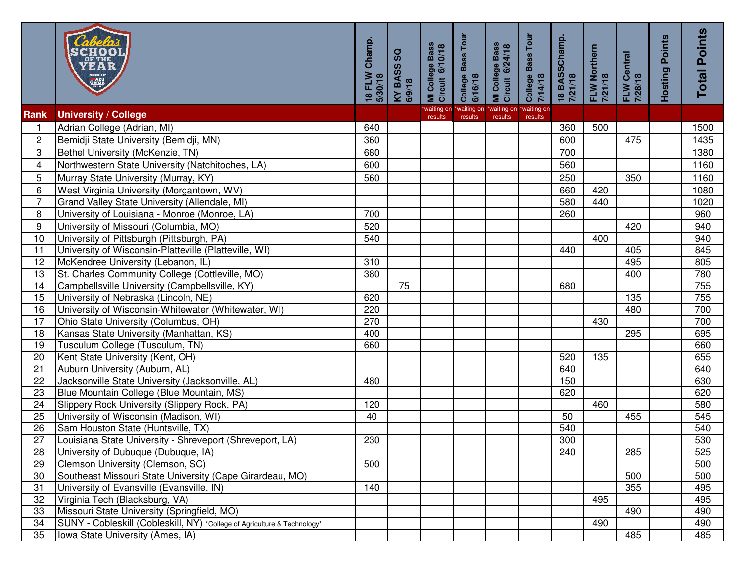| Rank | University / College | 18 FLW Champ. 5/30/18 | KY BASS SQ 6/9/18 | MI College Bass Circuit 6/10/18 | College Bass Tour 6/16/18 | MI College Bass Circuit 6/24/18 | College Bass Tour 7/14/18 | 18 BASSChamp. 7/21/18 | FLW Northern 7/21/18 | FLW Central 7/28/18 | Hosting Points | Total Points |
|---|---|---|---|---|---|---|---|---|---|---|---|---|
| | | | | *waiting on results | *waiting on results | *waiting on results | *waiting on results | | | | | |
| 1 | Adrian College (Adrian, MI) | 640 | | | | | | 360 | 500 | | | 1500 |
| 2 | Bemidji State University (Bemidji, MN) | 360 | | | | | | 600 | | 475 | | 1435 |
| 3 | Bethel University (McKenzie, TN) | 680 | | | | | | 700 | | | | 1380 |
| 4 | Northwestern State University (Natchitoches, LA) | 600 | | | | | | 560 | | | | 1160 |
| 5 | Murray State University (Murray, KY) | 560 | | | | | | 250 | | 350 | | 1160 |
| 6 | West Virginia University (Morgantown, WV) | | | | | | | 660 | 420 | | | 1080 |
| 7 | Grand Valley State University (Allendale, MI) | | | | | | | 580 | 440 | | | 1020 |
| 8 | University of Louisiana - Monroe (Monroe, LA) | 700 | | | | | | 260 | | | | 960 |
| 9 | University of Missouri (Columbia, MO) | 520 | | | | | | | | 420 | | 940 |
| 10 | University of Pittsburgh (Pittsburgh, PA) | 540 | | | | | | | 400 | | | 940 |
| 11 | University of Wisconsin-Platteville (Platteville, WI) | | | | | | | 440 | | 405 | | 845 |
| 12 | McKendree University (Lebanon, IL) | 310 | | | | | | | | 495 | | 805 |
| 13 | St. Charles Community College (Cottleville, MO) | 380 | | | | | | | | 400 | | 780 |
| 14 | Campbellsville University (Campbellsville, KY) | | 75 | | | | | 680 | | | | 755 |
| 15 | University of Nebraska (Lincoln, NE) | 620 | | | | | | | | 135 | | 755 |
| 16 | University of Wisconsin-Whitewater (Whitewater, WI) | 220 | | | | | | | | 480 | | 700 |
| 17 | Ohio State University (Columbus, OH) | 270 | | | | | | | 430 | | | 700 |
| 18 | Kansas State University (Manhattan, KS) | 400 | | | | | | | | 295 | | 695 |
| 19 | Tusculum College (Tusculum, TN) | 660 | | | | | | | | | | 660 |
| 20 | Kent State University (Kent, OH) | | | | | | | 520 | 135 | | | 655 |
| 21 | Auburn University (Auburn, AL) | | | | | | | 640 | | | | 640 |
| 22 | Jacksonville State University (Jacksonville, AL) | 480 | | | | | | 150 | | | | 630 |
| 23 | Blue Mountain College (Blue Mountain, MS) | | | | | | | 620 | | | | 620 |
| 24 | Slippery Rock University (Slippery Rock, PA) | 120 | | | | | | | 460 | | | 580 |
| 25 | University of Wisconsin (Madison, WI) | 40 | | | | | | 50 | | 455 | | 545 |
| 26 | Sam Houston State (Huntsville, TX) | | | | | | | 540 | | | | 540 |
| 27 | Louisiana State University - Shreveport (Shreveport, LA) | 230 | | | | | | 300 | | | | 530 |
| 28 | University of Dubuque (Dubuque, IA) | | | | | | | 240 | | 285 | | 525 |
| 29 | Clemson University (Clemson, SC) | 500 | | | | | | | | | | 500 |
| 30 | Southeast Missouri State University (Cape Girardeau, MO) | | | | | | | | | 500 | | 500 |
| 31 | University of Evansville (Evansville, IN) | 140 | | | | | | | | 355 | | 495 |
| 32 | Virginia Tech (Blacksburg, VA) | | | | | | | | 495 | | | 495 |
| 33 | Missouri State University (Springfield, MO) | | | | | | | | | 490 | | 490 |
| 34 | SUNY - Cobleskill (Cobleskill, NY) *College of Agriculture & Technology* | | | | | | | | 490 | | | 490 |
| 35 | Iowa State University (Ames, IA) | | | | | | | | | 485 | | 485 |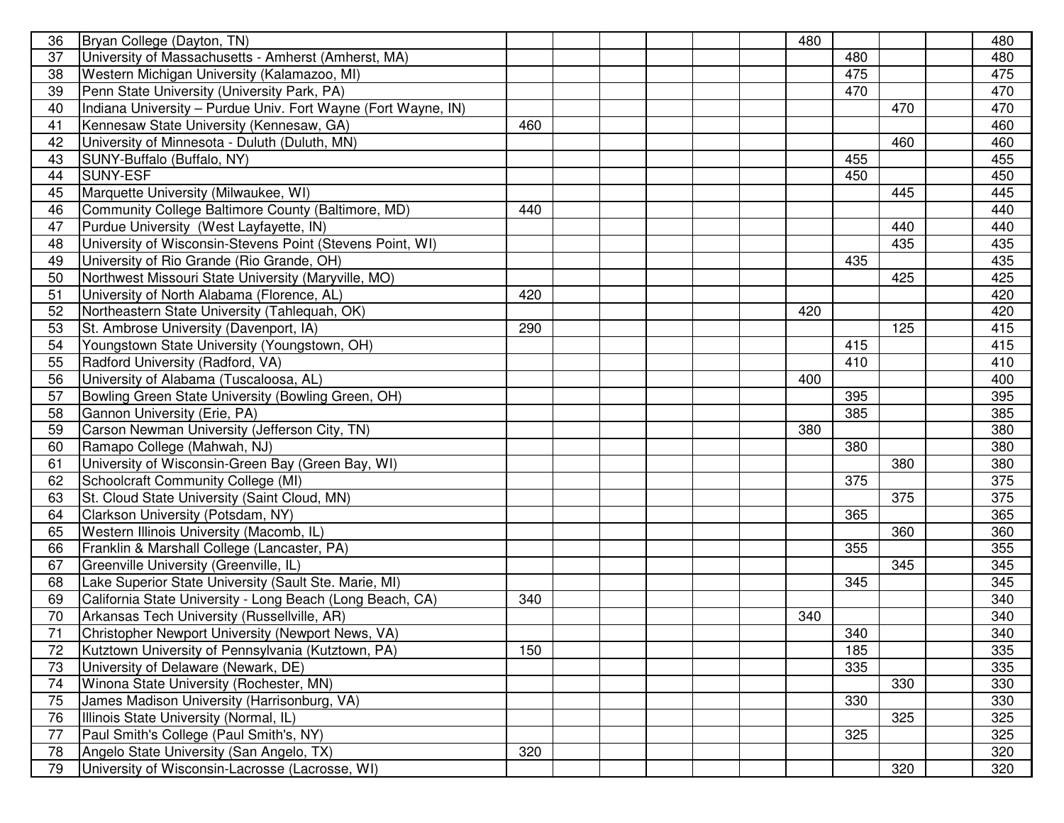| | | | | | | | | | | | | |
|---|---|---|---|---|---|---|---|---|---|---|---|---|
| 36 | Bryan College (Dayton, TN) | | | | | | | 480 | | | | 480 |
| 37 | University of Massachusetts - Amherst (Amherst, MA) | | | | | | | | 480 | | | 480 |
| 38 | Western Michigan University (Kalamazoo, MI) | | | | | | | | 475 | | | 475 |
| 39 | Penn State University (University Park, PA) | | | | | | | | 470 | | | 470 |
| 40 | Indiana University – Purdue Univ. Fort Wayne (Fort Wayne, IN) | | | | | | | | | 470 | | 470 |
| 41 | Kennesaw State University (Kennesaw, GA) | 460 | | | | | | | | | | 460 |
| 42 | University of Minnesota - Duluth (Duluth, MN) | | | | | | | | | 460 | | 460 |
| 43 | SUNY-Buffalo (Buffalo, NY) | | | | | | | | 455 | | | 455 |
| 44 | SUNY-ESF | | | | | | | | 450 | | | 450 |
| 45 | Marquette University (Milwaukee, WI) | | | | | | | | | 445 | | 445 |
| 46 | Community College Baltimore County (Baltimore, MD) | 440 | | | | | | | | | | 440 |
| 47 | Purdue University (West Layfayette, IN) | | | | | | | | | 440 | | 440 |
| 48 | University of Wisconsin-Stevens Point (Stevens Point, WI) | | | | | | | | | 435 | | 435 |
| 49 | University of Rio Grande (Rio Grande, OH) | | | | | | | | 435 | | | 435 |
| 50 | Northwest Missouri State University (Maryville, MO) | | | | | | | | | 425 | | 425 |
| 51 | University of North Alabama (Florence, AL) | 420 | | | | | | | | | | 420 |
| 52 | Northeastern State University (Tahlequah, OK) | | | | | | | 420 | | | | 420 |
| 53 | St. Ambrose University (Davenport, IA) | 290 | | | | | | | | 125 | | 415 |
| 54 | Youngstown State University (Youngstown, OH) | | | | | | | | 415 | | | 415 |
| 55 | Radford University (Radford, VA) | | | | | | | | 410 | | | 410 |
| 56 | University of Alabama (Tuscaloosa, AL) | | | | | | | 400 | | | | 400 |
| 57 | Bowling Green State University (Bowling Green, OH) | | | | | | | | 395 | | | 395 |
| 58 | Gannon University (Erie, PA) | | | | | | | | 385 | | | 385 |
| 59 | Carson Newman University (Jefferson City, TN) | | | | | | | 380 | | | | 380 |
| 60 | Ramapo College (Mahwah, NJ) | | | | | | | | 380 | | | 380 |
| 61 | University of Wisconsin-Green Bay (Green Bay, WI) | | | | | | | | | 380 | | 380 |
| 62 | Schoolcraft Community College (MI) | | | | | | | | 375 | | | 375 |
| 63 | St. Cloud State University (Saint Cloud, MN) | | | | | | | | | 375 | | 375 |
| 64 | Clarkson University (Potsdam, NY) | | | | | | | | 365 | | | 365 |
| 65 | Western Illinois University (Macomb, IL) | | | | | | | | | 360 | | 360 |
| 66 | Franklin & Marshall College (Lancaster, PA) | | | | | | | | 355 | | | 355 |
| 67 | Greenville University (Greenville, IL) | | | | | | | | | 345 | | 345 |
| 68 | Lake Superior State University (Sault Ste. Marie, MI) | | | | | | | | 345 | | | 345 |
| 69 | California State University - Long Beach (Long Beach, CA) | 340 | | | | | | | | | | 340 |
| 70 | Arkansas Tech University (Russellville, AR) | | | | | | | 340 | | | | 340 |
| 71 | Christopher Newport University (Newport News, VA) | | | | | | | | 340 | | | 340 |
| 72 | Kutztown University of Pennsylvania (Kutztown, PA) | 150 | | | | | | | 185 | | | 335 |
| 73 | University of Delaware (Newark, DE) | | | | | | | | 335 | | | 335 |
| 74 | Winona State University (Rochester, MN) | | | | | | | | | 330 | | 330 |
| 75 | James Madison University (Harrisonburg, VA) | | | | | | | | 330 | | | 330 |
| 76 | Illinois State University (Normal, IL) | | | | | | | | | 325 | | 325 |
| 77 | Paul Smith's College (Paul Smith's, NY) | | | | | | | | 325 | | | 325 |
| 78 | Angelo State University (San Angelo, TX) | 320 | | | | | | | | | | 320 |
| 79 | University of Wisconsin-Lacrosse (Lacrosse, WI) | | | | | | | | | 320 | | 320 |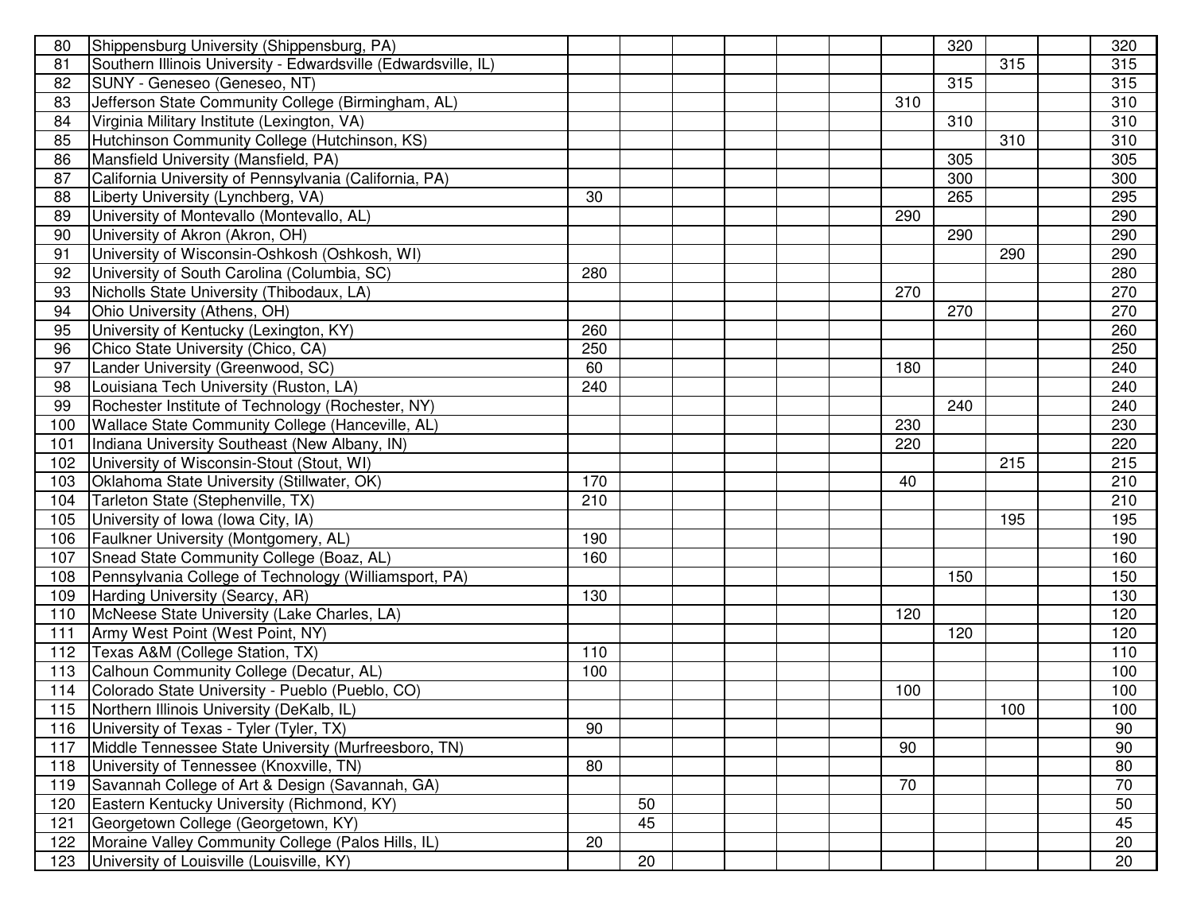| | | | | | | | | | | | | |
|---|---|---|---|---|---|---|---|---|---|---|---|---|
| 80 | Shippensburg University (Shippensburg, PA) | | | | | | | | 320 | | | 320 |
| 81 | Southern Illinois University - Edwardsville (Edwardsville, IL) | | | | | | | | | 315 | | 315 |
| 82 | SUNY - Geneseo (Geneseo, NT) | | | | | | | | 315 | | | 315 |
| 83 | Jefferson State Community College (Birmingham, AL) | | | | | | | 310 | | | | 310 |
| 84 | Virginia Military Institute (Lexington, VA) | | | | | | | | 310 | | | 310 |
| 85 | Hutchinson Community College (Hutchinson, KS) | | | | | | | | | 310 | | 310 |
| 86 | Mansfield University (Mansfield, PA) | | | | | | | | 305 | | | 305 |
| 87 | California University of Pennsylvania (California, PA) | | | | | | | | 300 | | | 300 |
| 88 | Liberty University (Lynchberg, VA) | 30 | | | | | | | 265 | | | 295 |
| 89 | University of Montevallo (Montevallo, AL) | | | | | | | 290 | | | | 290 |
| 90 | University of Akron (Akron, OH) | | | | | | | | 290 | | | 290 |
| 91 | University of Wisconsin-Oshkosh (Oshkosh, WI) | | | | | | | | | 290 | | 290 |
| 92 | University of South Carolina (Columbia, SC) | 280 | | | | | | | | | | 280 |
| 93 | Nicholls State University (Thibodaux, LA) | | | | | | | 270 | | | | 270 |
| 94 | Ohio University (Athens, OH) | | | | | | | | 270 | | | 270 |
| 95 | University of Kentucky (Lexington, KY) | 260 | | | | | | | | | | 260 |
| 96 | Chico State University (Chico, CA) | 250 | | | | | | | | | | 250 |
| 97 | Lander University (Greenwood, SC) | 60 | | | | | | 180 | | | | 240 |
| 98 | Louisiana Tech University (Ruston, LA) | 240 | | | | | | | | | | 240 |
| 99 | Rochester Institute of Technology (Rochester, NY) | | | | | | | | 240 | | | 240 |
| 100 | Wallace State Community College (Hanceville, AL) | | | | | | | 230 | | | | 230 |
| 101 | Indiana University Southeast (New Albany, IN) | | | | | | | 220 | | | | 220 |
| 102 | University of Wisconsin-Stout (Stout, WI) | | | | | | | | | 215 | | 215 |
| 103 | Oklahoma State University (Stillwater, OK) | 170 | | | | | | 40 | | | | 210 |
| 104 | Tarleton State (Stephenville, TX) | 210 | | | | | | | | | | 210 |
| 105 | University of Iowa (Iowa City, IA) | | | | | | | | | 195 | | 195 |
| 106 | Faulkner University (Montgomery, AL) | 190 | | | | | | | | | | 190 |
| 107 | Snead State Community College (Boaz, AL) | 160 | | | | | | | | | | 160 |
| 108 | Pennsylvania College of Technology (Williamsport, PA) | | | | | | | | 150 | | | 150 |
| 109 | Harding University (Searcy, AR) | 130 | | | | | | | | | | 130 |
| 110 | McNeese State University (Lake Charles, LA) | | | | | | | 120 | | | | 120 |
| 111 | Army West Point (West Point, NY) | | | | | | | | 120 | | | 120 |
| 112 | Texas A&M (College Station, TX) | 110 | | | | | | | | | | 110 |
| 113 | Calhoun Community College (Decatur, AL) | 100 | | | | | | | | | | 100 |
| 114 | Colorado State University - Pueblo (Pueblo, CO) | | | | | | | 100 | | | | 100 |
| 115 | Northern Illinois University (DeKalb, IL) | | | | | | | | | 100 | | 100 |
| 116 | University of Texas - Tyler (Tyler, TX) | 90 | | | | | | | | | | 90 |
| 117 | Middle Tennessee State University (Murfreesboro, TN) | | | | | | | 90 | | | | 90 |
| 118 | University of Tennessee (Knoxville, TN) | 80 | | | | | | | | | | 80 |
| 119 | Savannah College of Art & Design (Savannah, GA) | | | | | | | 70 | | | | 70 |
| 120 | Eastern Kentucky University (Richmond, KY) | | 50 | | | | | | | | | 50 |
| 121 | Georgetown College (Georgetown, KY) | | 45 | | | | | | | | | 45 |
| 122 | Moraine Valley Community College (Palos Hills, IL) | 20 | | | | | | | | | | 20 |
| 123 | University of Louisville (Louisville, KY) | | 20 | | | | | | | | | 20 |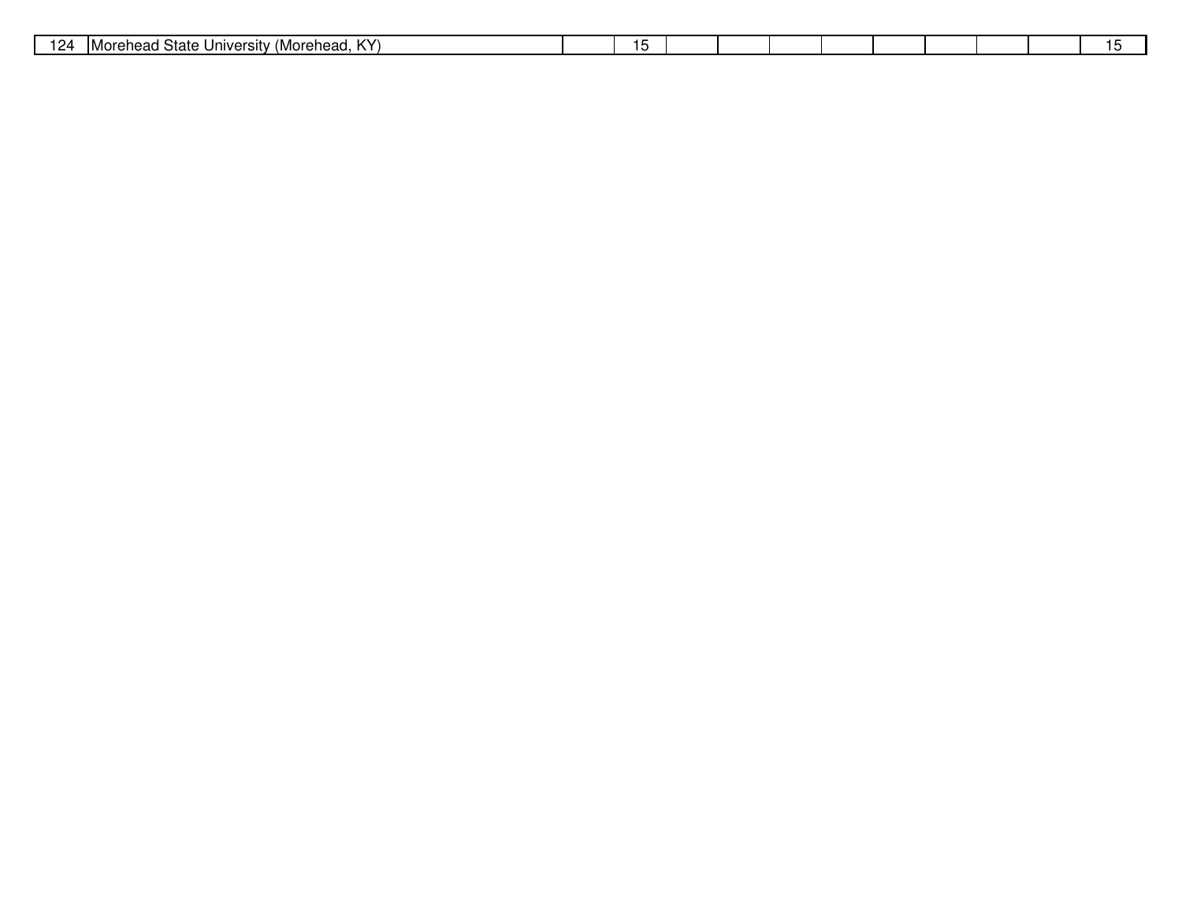| | | | | | | | | | | | | |
|---|---|---|---|---|---|---|---|---|---|---|---|---|
| 124 | Morehead State University (Morehead, KY) | | 15 | | | | | | | | | 15 |